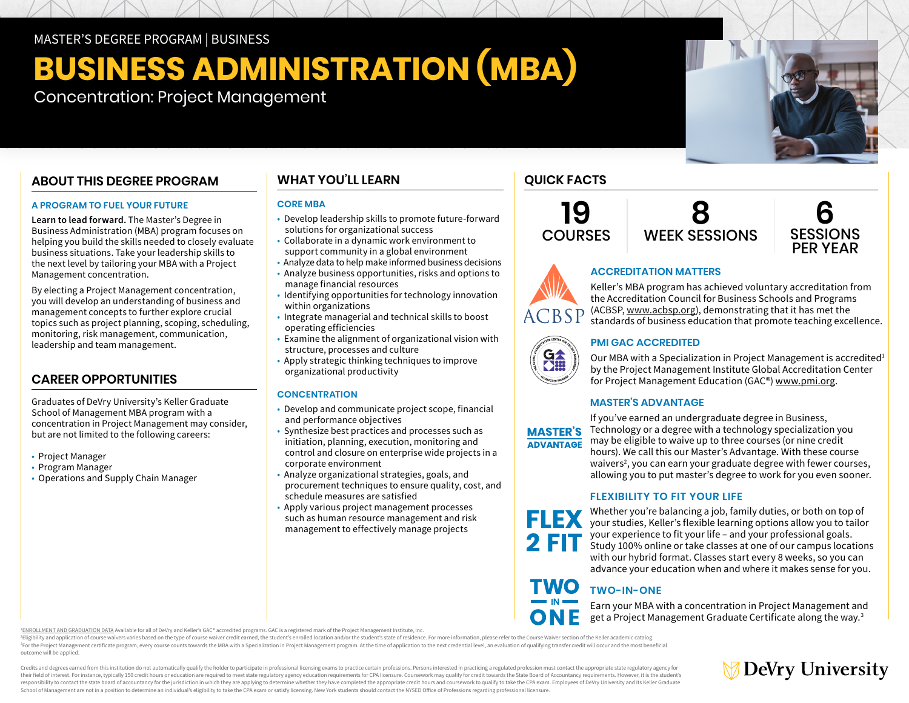MASTER'S DEGREE PROGRAM | BUSINESS

# BUSINESS ADMINISTRATION (MBA)

Concentration: Project Management

## ABOUT THIS DEGREE PROGRAM

### A PROGRAM TO FUEL YOUR FUTURE

**Learn to lead forward.** The Master's Degree in Business Administration (MBA) program focuses on helping you build the skills needed to closely evaluate business situations. Take your leadership skills to the next level by tailoring your MBA with a Project Management concentration.

By electing a Project Management concentration, you will develop an understanding of business and management concepts to further explore crucial topics such as project planning, scoping, scheduling, monitoring, risk management, communication, leadership and team management.

## CAREER OPPORTUNITIES

Graduates of DeVry University's Keller Graduate School of Management MBA program with a concentration in Project Management may consider, but are not limited to the following careers:

- Project Manager
- Program Manager
- Operations and Supply Chain Manager

## WHAT YOU'LL LEARN

### CORE MBA

- Develop leadership skills to promote future-forward solutions for organizational success
- Collaborate in a dynamic work environment to support community in a global environment
- Analyze data to help make informed business decisions
- Analyze business opportunities, risks and options to manage financial resources
- Identifying opportunities for technology innovation within organizations
- Integrate managerial and technical skills to boost operating efficiencies
- Examine the alignment of organizational vision with structure, processes and culture
- Apply strategic thinking techniques to improve organizational productivity

### CONCENTRATION

- Develop and communicate project scope, financial and performance objectives
- Synthesize best practices and processes such as initiation, planning, execution, monitoring and control and closure on enterprise wide projects in a corporate environment
- Analyze organizational strategies, goals, and procurement techniques to ensure quality, cost, and schedule measures are satisfied
- Apply various project management processes such as human resource management and risk management to effectively manage projects

## QUICK FACTS

**19** COURSES | **8** WEEK SESSIONS | **6** SESSIONS PER YEAR

### ACCREDITATION MATTERS

Keller's MBA program has achieved voluntary accreditation from the Accreditation Council for Business Schools and Programs (ACBSP, www.acbsp.org), demonstrating that it has met the standards of business education that promote teaching excellence.

### PMI GAC ACCREDITED

Our MBA with a Specialization in Project Management is accredited[1] by the Project Management Institute Global Accreditation Center for Project Management Education (GAC®) www.pmi.org.

### MASTER'S ADVANTAGE

If you've earned an undergraduate degree in Business, Technology or a degree with a technology specialization you may be eligible to waive up to three courses (or nine credit hours). We call this our Master's Advantage. With these course waivers[2], you can earn your graduate degree with fewer courses, allowing you to put master's degree to work for you even sooner.

### FLEXIBILITY TO FIT YOUR LIFE

Whether you're balancing a job, family duties, or both on top of your studies, Keller's flexible learning options allow you to tailor your experience to fit your life – and your professional goals. Study 100% online or take classes at one of our campus locations with our hybrid format. Classes start every 8 weeks, so you can advance your education when and where it makes sense for you.

### TWO-IN-ONE

Earn your MBA with a concentration in Project Management and get a Project Management Graduate Certificate along the way.[3]

[1]ENROLLMENT AND GRADUATION DATA Available for all of DeVry and Keller's GAC® accredited programs. GAC is a registered mark of the Project Management Institute, Inc.
[2]Eligibility and application of course waivers varies based on the type of course waiver credit earned, the student's enrolled location and/or the student's state of residence. For more information, please refer to the Course Waiver section of the Keller academic catalog.
[3]For the Project Management certificate program, every course counts towards the MBA with a Specialization in Project Management program. At the time of application to the next credential level, an evaluation of qualifying transfer credit will occur and the most beneficial outcome will be applied.

Credits and degrees earned from this institution do not automatically qualify the holder to participate in professional licensing exams to practice certain professions. Persons interested in practicing a regulated profession must contact the appropriate state regulatory agency for their field of interest. For instance, typically 150 credit hours or education are required to meet state regulatory agency education requirements for CPA licensure. Coursework may qualify for credit towards the State Board of Accountancy requirements. However, it is the student's responsibility to contact the state board of accountancy for the jurisdiction in which they are applying to determine whether they have completed the appropriate credit hours and coursework to qualify to take the CPA exam. Employees of DeVry University and its Keller Graduate School of Management are not in a position to determine an individual's eligibility to take the CPA exam or satisfy licensing. New York students should contact the NYSED Office of Professions regarding professional licensure.

DeVry University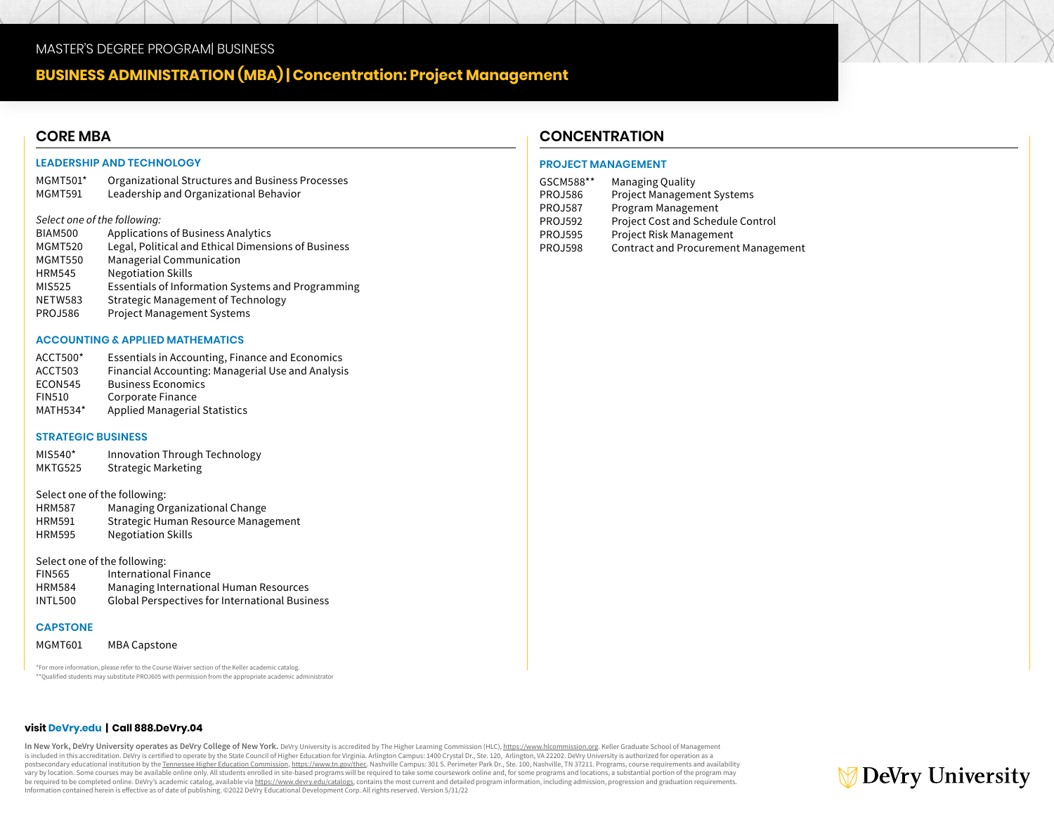MASTER'S DEGREE PROGRAM| BUSINESS

# BUSINESS ADMINISTRATION (MBA) | Concentration: Project Management

## CORE MBA

### LEADERSHIP AND TECHNOLOGY

MGMT501* Organizational Structures and Business Processes
MGMT591 Leadership and Organizational Behavior

*Select one of the following:*
BIAM500 Applications of Business Analytics
MGMT520 Legal, Political and Ethical Dimensions of Business
MGMT550 Managerial Communication
HRM545 Negotiation Skills
MIS525 Essentials of Information Systems and Programming
NETW583 Strategic Management of Technology
PROJ586 Project Management Systems

### ACCOUNTING & APPLIED MATHEMATICS

ACCT500* Essentials in Accounting, Finance and Economics
ACCT503 Financial Accounting: Managerial Use and Analysis
ECON545 Business Economics
FIN510 Corporate Finance
MATH534* Applied Managerial Statistics

### STRATEGIC BUSINESS

MIS540* Innovation Through Technology
MKTG525 Strategic Marketing

Select one of the following:
HRM587 Managing Organizational Change
HRM591 Strategic Human Resource Management
HRM595 Negotiation Skills

Select one of the following:
FIN565 International Finance
HRM584 Managing International Human Resources
INTL500 Global Perspectives for International Business

### CAPSTONE

MGMT601 MBA Capstone

*For more information, please refer to the Course Waiver section of the Keller academic catalog.
**Qualified students may substitute PROJ605 with permission from the appropriate academic administrator

## CONCENTRATION

### PROJECT MANAGEMENT

GSCM588** Managing Quality
PROJ586 Project Management Systems
PROJ587 Program Management
PROJ592 Project Cost and Schedule Control
PROJ595 Project Risk Management
PROJ598 Contract and Procurement Management

**visit DeVry.edu | Call 888.DeVry.04**

**In New York, DeVry University operates as DeVry College of New York.** DeVry University is accredited by The Higher Learning Commission (HLC), https://www.hlcommission.org. Keller Graduate School of Management is included in this accreditation. DeVry is certified to operate by the State Council of Higher Education for Virginia. Arlington Campus: 1400 Crystal Dr., Ste. 120, Arlington, VA 22202. DeVry University is authorized for operation as a postsecondary educational institution by the Tennessee Higher Education Commission, https://www.tn.gov/thec. Nashville Campus: 301 S. Perimeter Park Dr., Ste. 100, Nashville, TN 37211. Programs, course requirements and availability vary by location. Some courses may be available online only. All students enrolled in site-based programs will be required to take some coursework online and, for some programs and locations, a substantial portion of the program may be required to be completed online. DeVry's academic catalog, available via https://www.devry.edu/catalogs, contains the most current and detailed program information, including admission, progression and graduation requirements. Information contained herein is effective as of date of publishing. ©2022 DeVry Educational Development Corp. All rights reserved. Version 5/31/22

DeVry University